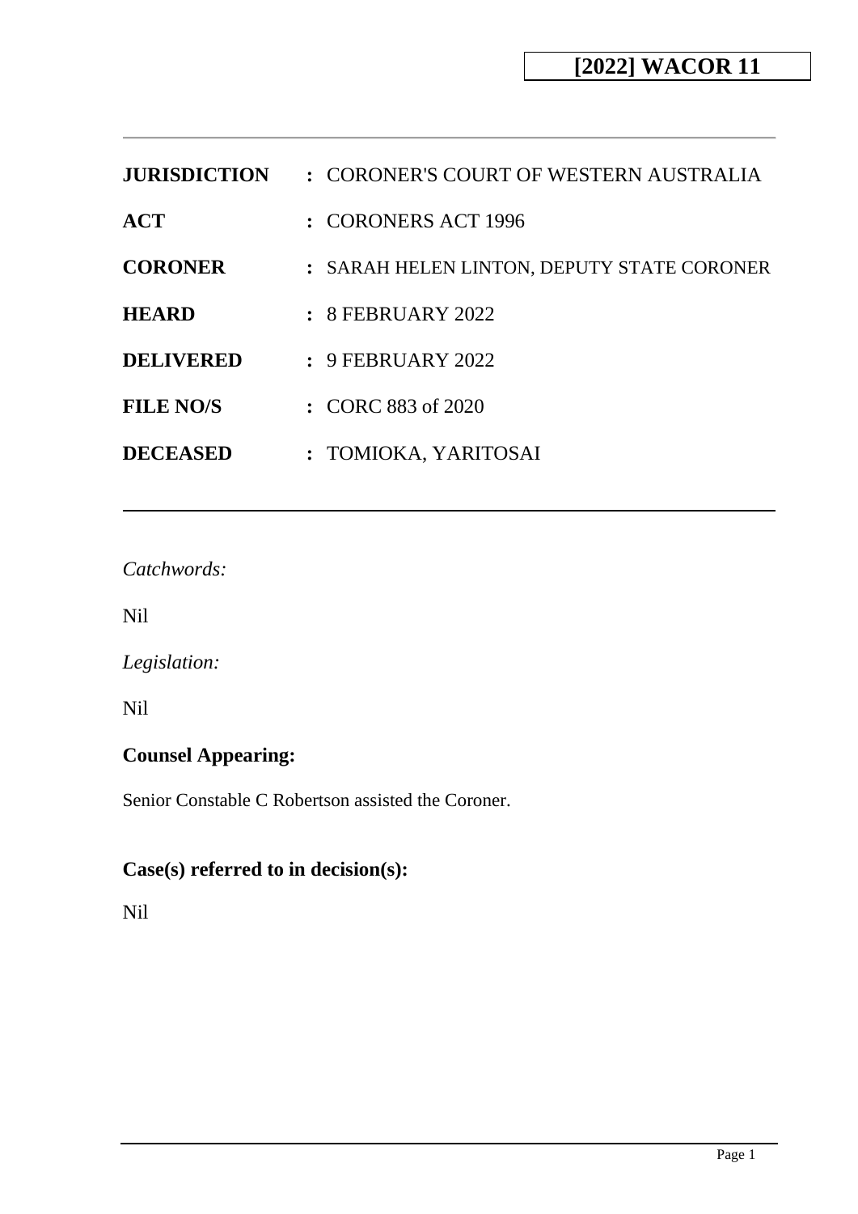**[2022] WACOR 11**

---

| | |
|---|---|
| **JURISDICTION** | : CORONER'S COURT OF WESTERN AUSTRALIA |
| **ACT** | : CORONERS ACT 1996 |
| **CORONER** | : SARAH HELEN LINTON, DEPUTY STATE CORONER |
| **HEARD** | : 8 FEBRUARY 2022 |
| **DELIVERED** | : 9 FEBRUARY 2022 |
| **FILE NO/S** | : CORC 883 of 2020 |
| **DECEASED** | : TOMIOKA, YARITOSAI |

---

*Catchwords:*

Nil

*Legislation:*

Nil

**Counsel Appearing:**

Senior Constable C Robertson assisted the Coroner.

**Case(s) referred to in decision(s):**

Nil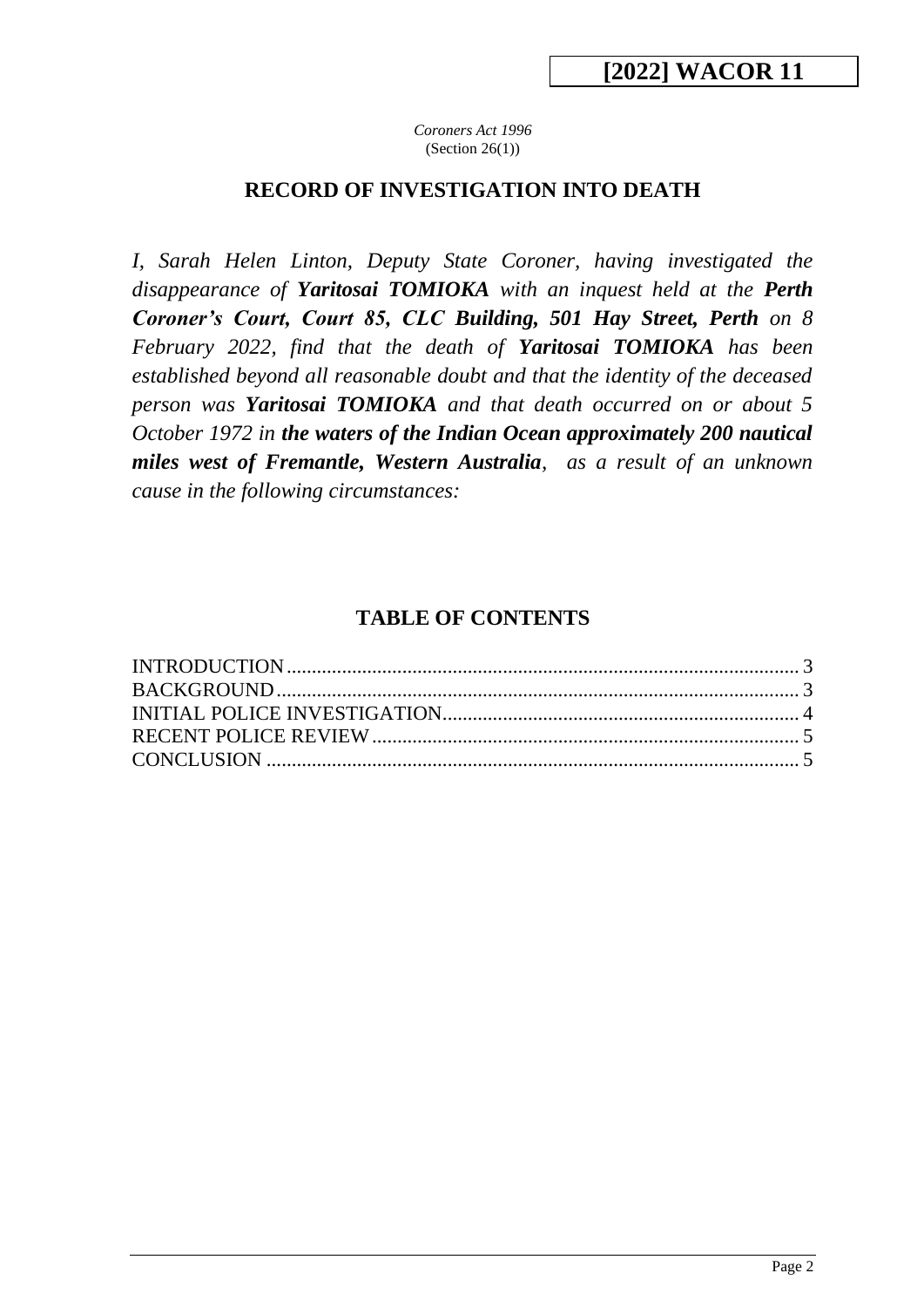**[2022] WACOR 11**

*Coroners Act 1996*
(Section 26(1))

## RECORD OF INVESTIGATION INTO DEATH

*I, Sarah Helen Linton, Deputy State Coroner, having investigated the disappearance of **Yaritosai TOMIOKA** with an inquest held at the **Perth Coroner's Court, Court 85, CLC Building, 501 Hay Street, Perth** on 8 February 2022, find that the death of **Yaritosai TOMIOKA** has been established beyond all reasonable doubt and that the identity of the deceased person was **Yaritosai TOMIOKA** and that death occurred on or about 5 October 1972 in **the waters of the Indian Ocean approximately 200 nautical miles west of Fremantle, Western Australia**, as a result of an unknown cause in the following circumstances:*

## TABLE OF CONTENTS

INTRODUCTION ..................................................................... 3
BACKGROUND ....................................................................... 3
INITIAL POLICE INVESTIGATION ...................................... 4
RECENT POLICE REVIEW ..................................................... 5
CONCLUSION ......................................................................... 5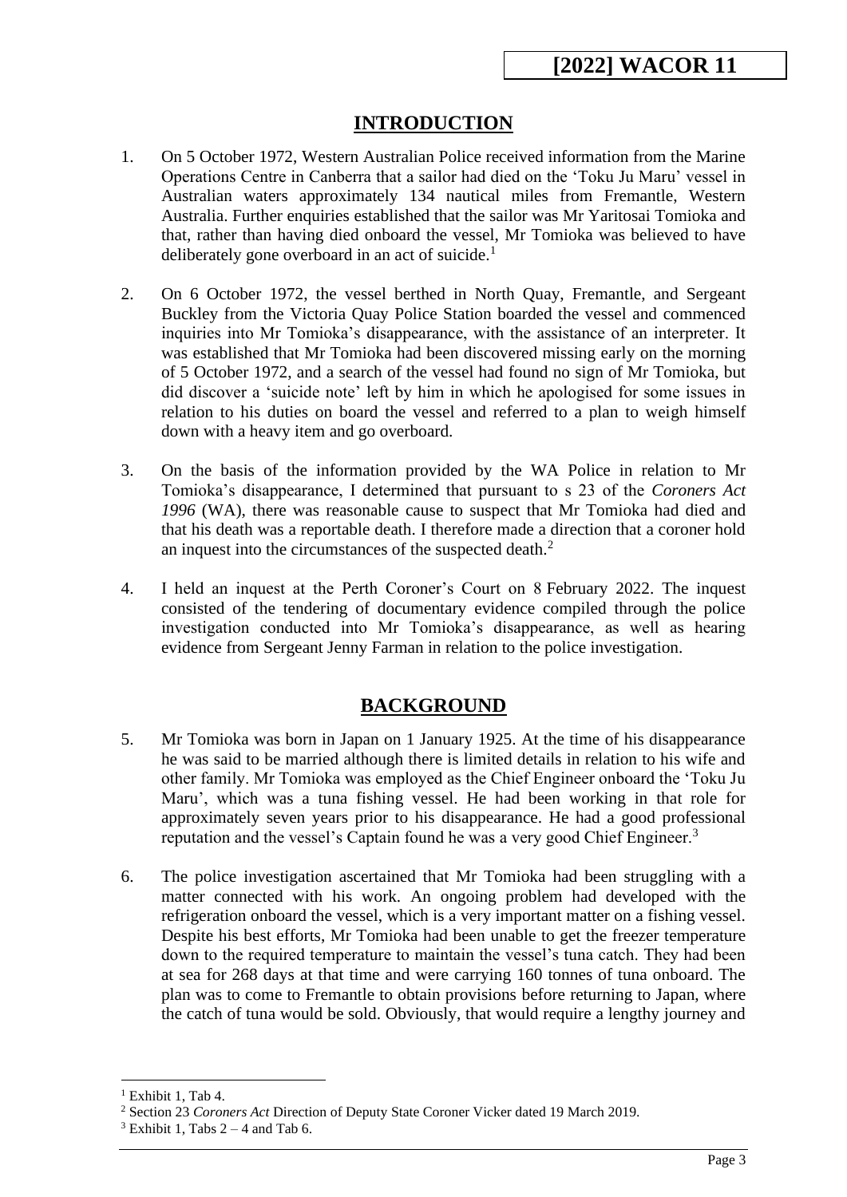## INTRODUCTION

1. On 5 October 1972, Western Australian Police received information from the Marine Operations Centre in Canberra that a sailor had died on the 'Toku Ju Maru' vessel in Australian waters approximately 134 nautical miles from Fremantle, Western Australia. Further enquiries established that the sailor was Mr Yaritosai Tomioka and that, rather than having died onboard the vessel, Mr Tomioka was believed to have deliberately gone overboard in an act of suicide.[1]

2. On 6 October 1972, the vessel berthed in North Quay, Fremantle, and Sergeant Buckley from the Victoria Quay Police Station boarded the vessel and commenced inquiries into Mr Tomioka's disappearance, with the assistance of an interpreter. It was established that Mr Tomioka had been discovered missing early on the morning of 5 October 1972, and a search of the vessel had found no sign of Mr Tomioka, but did discover a 'suicide note' left by him in which he apologised for some issues in relation to his duties on board the vessel and referred to a plan to weigh himself down with a heavy item and go overboard.

3. On the basis of the information provided by the WA Police in relation to Mr Tomioka's disappearance, I determined that pursuant to s 23 of the *Coroners Act 1996* (WA), there was reasonable cause to suspect that Mr Tomioka had died and that his death was a reportable death. I therefore made a direction that a coroner hold an inquest into the circumstances of the suspected death.[2]

4. I held an inquest at the Perth Coroner's Court on 8 February 2022. The inquest consisted of the tendering of documentary evidence compiled through the police investigation conducted into Mr Tomioka's disappearance, as well as hearing evidence from Sergeant Jenny Farman in relation to the police investigation.

## BACKGROUND

5. Mr Tomioka was born in Japan on 1 January 1925. At the time of his disappearance he was said to be married although there is limited details in relation to his wife and other family. Mr Tomioka was employed as the Chief Engineer onboard the 'Toku Ju Maru', which was a tuna fishing vessel. He had been working in that role for approximately seven years prior to his disappearance. He had a good professional reputation and the vessel's Captain found he was a very good Chief Engineer.[3]

6. The police investigation ascertained that Mr Tomioka had been struggling with a matter connected with his work. An ongoing problem had developed with the refrigeration onboard the vessel, which is a very important matter on a fishing vessel. Despite his best efforts, Mr Tomioka had been unable to get the freezer temperature down to the required temperature to maintain the vessel's tuna catch. They had been at sea for 268 days at that time and were carrying 160 tonnes of tuna onboard. The plan was to come to Fremantle to obtain provisions before returning to Japan, where the catch of tuna would be sold. Obviously, that would require a lengthy journey and

---

[1] Exhibit 1, Tab 4.

[2] Section 23 *Coroners Act* Direction of Deputy State Coroner Vicker dated 19 March 2019.

[3] Exhibit 1, Tabs 2 – 4 and Tab 6.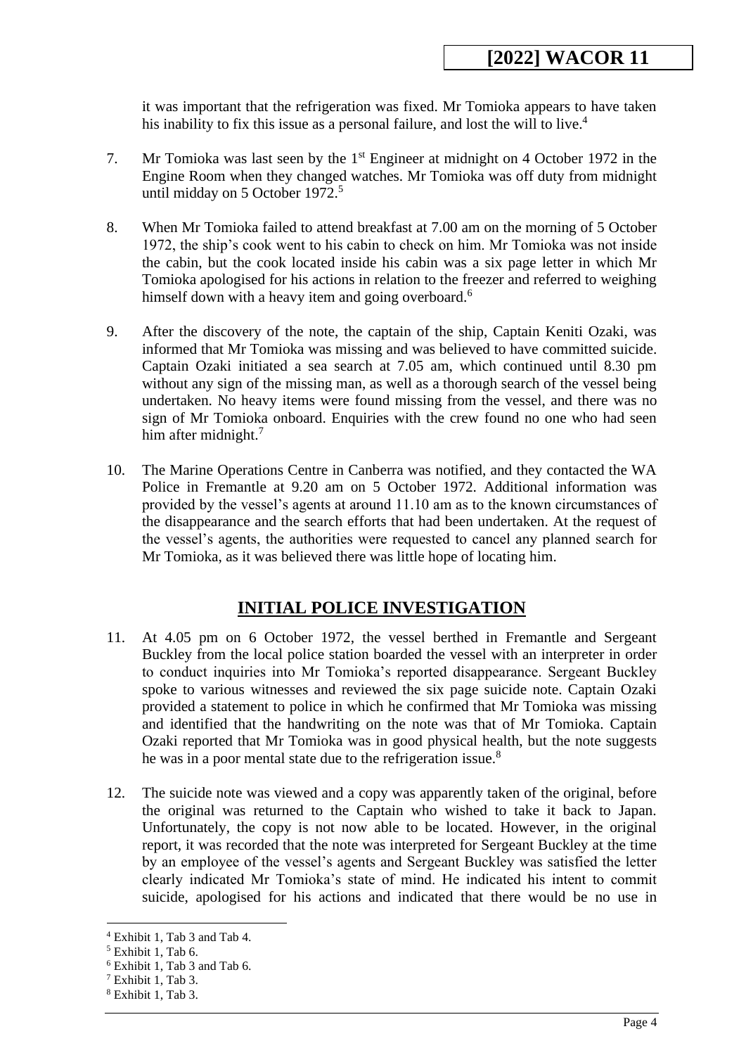it was important that the refrigeration was fixed. Mr Tomioka appears to have taken his inability to fix this issue as a personal failure, and lost the will to live.[4]

7. Mr Tomioka was last seen by the 1st Engineer at midnight on 4 October 1972 in the Engine Room when they changed watches. Mr Tomioka was off duty from midnight until midday on 5 October 1972.[5]

8. When Mr Tomioka failed to attend breakfast at 7.00 am on the morning of 5 October 1972, the ship's cook went to his cabin to check on him. Mr Tomioka was not inside the cabin, but the cook located inside his cabin was a six page letter in which Mr Tomioka apologised for his actions in relation to the freezer and referred to weighing himself down with a heavy item and going overboard.[6]

9. After the discovery of the note, the captain of the ship, Captain Keniti Ozaki, was informed that Mr Tomioka was missing and was believed to have committed suicide. Captain Ozaki initiated a sea search at 7.05 am, which continued until 8.30 pm without any sign of the missing man, as well as a thorough search of the vessel being undertaken. No heavy items were found missing from the vessel, and there was no sign of Mr Tomioka onboard. Enquiries with the crew found no one who had seen him after midnight.[7]

10. The Marine Operations Centre in Canberra was notified, and they contacted the WA Police in Fremantle at 9.20 am on 5 October 1972. Additional information was provided by the vessel's agents at around 11.10 am as to the known circumstances of the disappearance and the search efforts that had been undertaken. At the request of the vessel's agents, the authorities were requested to cancel any planned search for Mr Tomioka, as it was believed there was little hope of locating him.

## INITIAL POLICE INVESTIGATION

11. At 4.05 pm on 6 October 1972, the vessel berthed in Fremantle and Sergeant Buckley from the local police station boarded the vessel with an interpreter in order to conduct inquiries into Mr Tomioka's reported disappearance. Sergeant Buckley spoke to various witnesses and reviewed the six page suicide note. Captain Ozaki provided a statement to police in which he confirmed that Mr Tomioka was missing and identified that the handwriting on the note was that of Mr Tomioka. Captain Ozaki reported that Mr Tomioka was in good physical health, but the note suggests he was in a poor mental state due to the refrigeration issue.[8]

12. The suicide note was viewed and a copy was apparently taken of the original, before the original was returned to the Captain who wished to take it back to Japan. Unfortunately, the copy is not now able to be located. However, in the original report, it was recorded that the note was interpreted for Sergeant Buckley at the time by an employee of the vessel's agents and Sergeant Buckley was satisfied the letter clearly indicated Mr Tomioka's state of mind. He indicated his intent to commit suicide, apologised for his actions and indicated that there would be no use in

---

[4] Exhibit 1, Tab 3 and Tab 4.
[5] Exhibit 1, Tab 6.
[6] Exhibit 1, Tab 3 and Tab 6.
[7] Exhibit 1, Tab 3.
[8] Exhibit 1, Tab 3.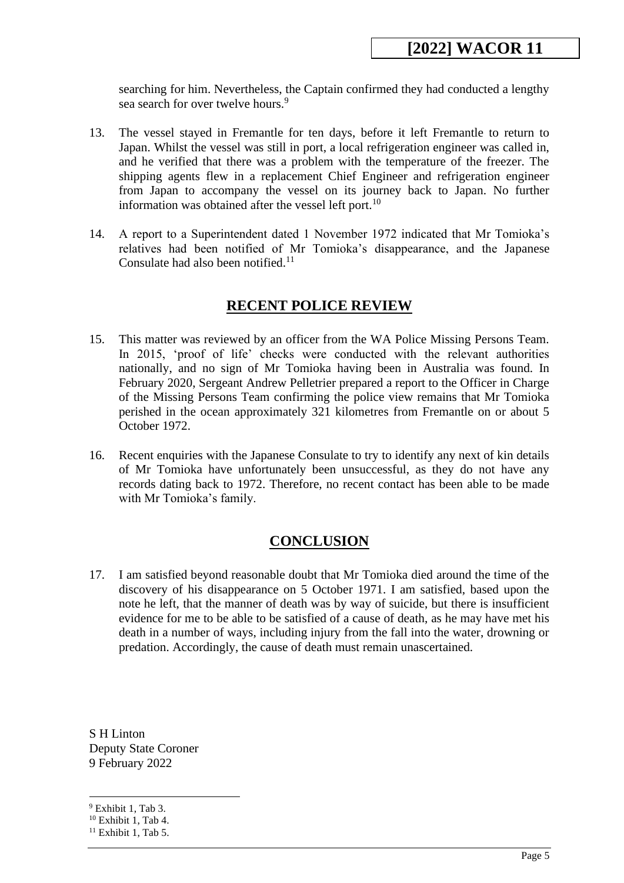searching for him. Nevertheless, the Captain confirmed they had conducted a lengthy sea search for over twelve hours.[9]

13. The vessel stayed in Fremantle for ten days, before it left Fremantle to return to Japan. Whilst the vessel was still in port, a local refrigeration engineer was called in, and he verified that there was a problem with the temperature of the freezer. The shipping agents flew in a replacement Chief Engineer and refrigeration engineer from Japan to accompany the vessel on its journey back to Japan. No further information was obtained after the vessel left port.[10]

14. A report to a Superintendent dated 1 November 1972 indicated that Mr Tomioka's relatives had been notified of Mr Tomioka's disappearance, and the Japanese Consulate had also been notified.[11]

## RECENT POLICE REVIEW

15. This matter was reviewed by an officer from the WA Police Missing Persons Team. In 2015, 'proof of life' checks were conducted with the relevant authorities nationally, and no sign of Mr Tomioka having been in Australia was found. In February 2020, Sergeant Andrew Pelletrier prepared a report to the Officer in Charge of the Missing Persons Team confirming the police view remains that Mr Tomioka perished in the ocean approximately 321 kilometres from Fremantle on or about 5 October 1972.

16. Recent enquiries with the Japanese Consulate to try to identify any next of kin details of Mr Tomioka have unfortunately been unsuccessful, as they do not have any records dating back to 1972. Therefore, no recent contact has been able to be made with Mr Tomioka's family.

## CONCLUSION

17. I am satisfied beyond reasonable doubt that Mr Tomioka died around the time of the discovery of his disappearance on 5 October 1971. I am satisfied, based upon the note he left, that the manner of death was by way of suicide, but there is insufficient evidence for me to be able to be satisfied of a cause of death, as he may have met his death in a number of ways, including injury from the fall into the water, drowning or predation. Accordingly, the cause of death must remain unascertained.

S H Linton
Deputy State Coroner
9 February 2022

---

[9] Exhibit 1, Tab 3.
[10] Exhibit 1, Tab 4.
[11] Exhibit 1, Tab 5.